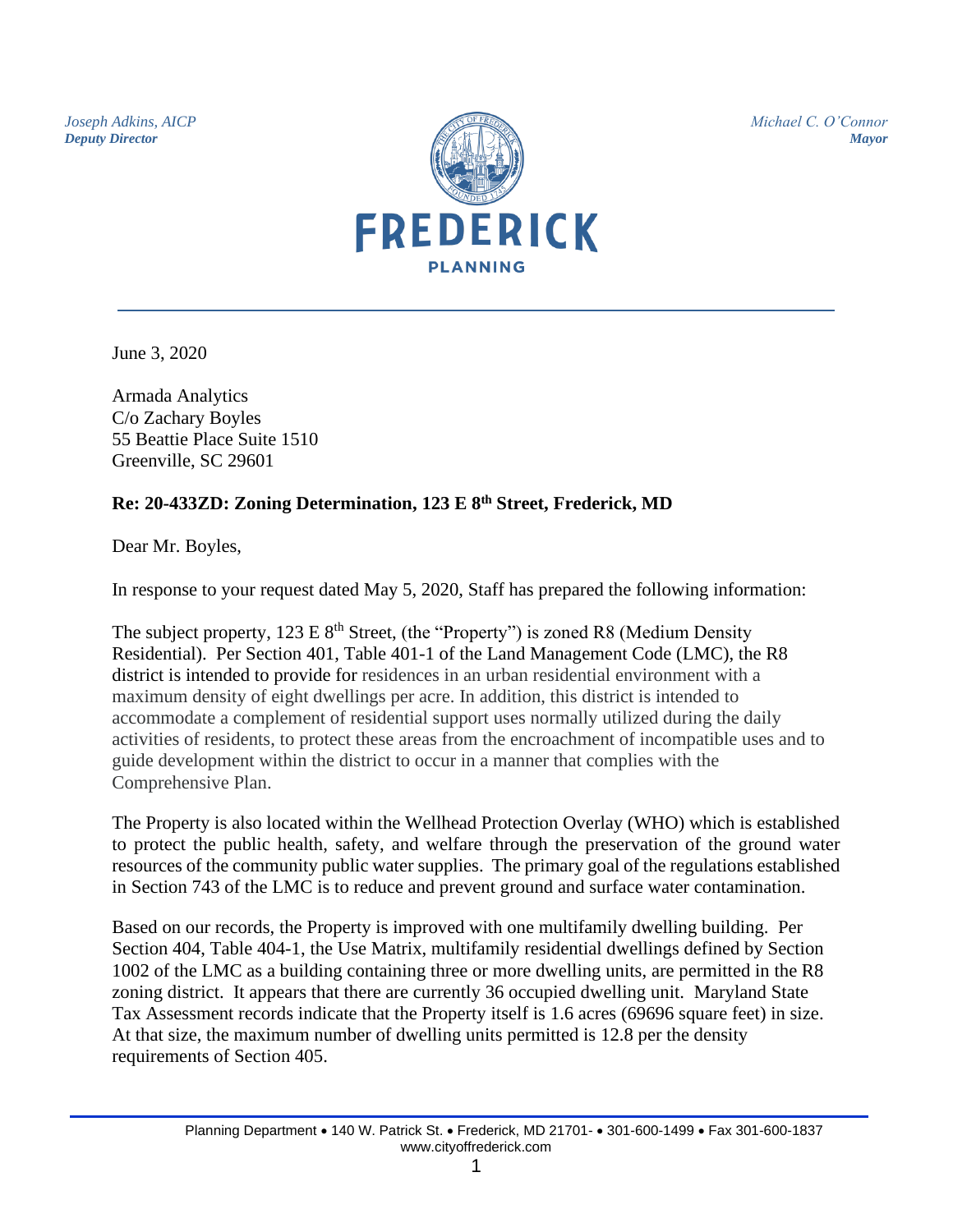*Joseph Adkins, AICP*
***Deputy Director***

*Michael C. O'Connor*
***Mayor***

FREDERICK
PLANNING

June 3, 2020

Armada Analytics
C/o Zachary Boyles
55 Beattie Place Suite 1510
Greenville, SC 29601

**Re: 20-433ZD: Zoning Determination, 123 E 8th Street, Frederick, MD**

Dear Mr. Boyles,

In response to your request dated May 5, 2020, Staff has prepared the following information:

The subject property, 123 E 8th Street, (the "Property") is zoned R8 (Medium Density Residential). Per Section 401, Table 401-1 of the Land Management Code (LMC), the R8 district is intended to provide for residences in an urban residential environment with a maximum density of eight dwellings per acre. In addition, this district is intended to accommodate a complement of residential support uses normally utilized during the daily activities of residents, to protect these areas from the encroachment of incompatible uses and to guide development within the district to occur in a manner that complies with the Comprehensive Plan.

The Property is also located within the Wellhead Protection Overlay (WHO) which is established to protect the public health, safety, and welfare through the preservation of the ground water resources of the community public water supplies. The primary goal of the regulations established in Section 743 of the LMC is to reduce and prevent ground and surface water contamination.

Based on our records, the Property is improved with one multifamily dwelling building. Per Section 404, Table 404-1, the Use Matrix, multifamily residential dwellings defined by Section 1002 of the LMC as a building containing three or more dwelling units, are permitted in the R8 zoning district. It appears that there are currently 36 occupied dwelling unit. Maryland State Tax Assessment records indicate that the Property itself is 1.6 acres (69696 square feet) in size. At that size, the maximum number of dwelling units permitted is 12.8 per the density requirements of Section 405.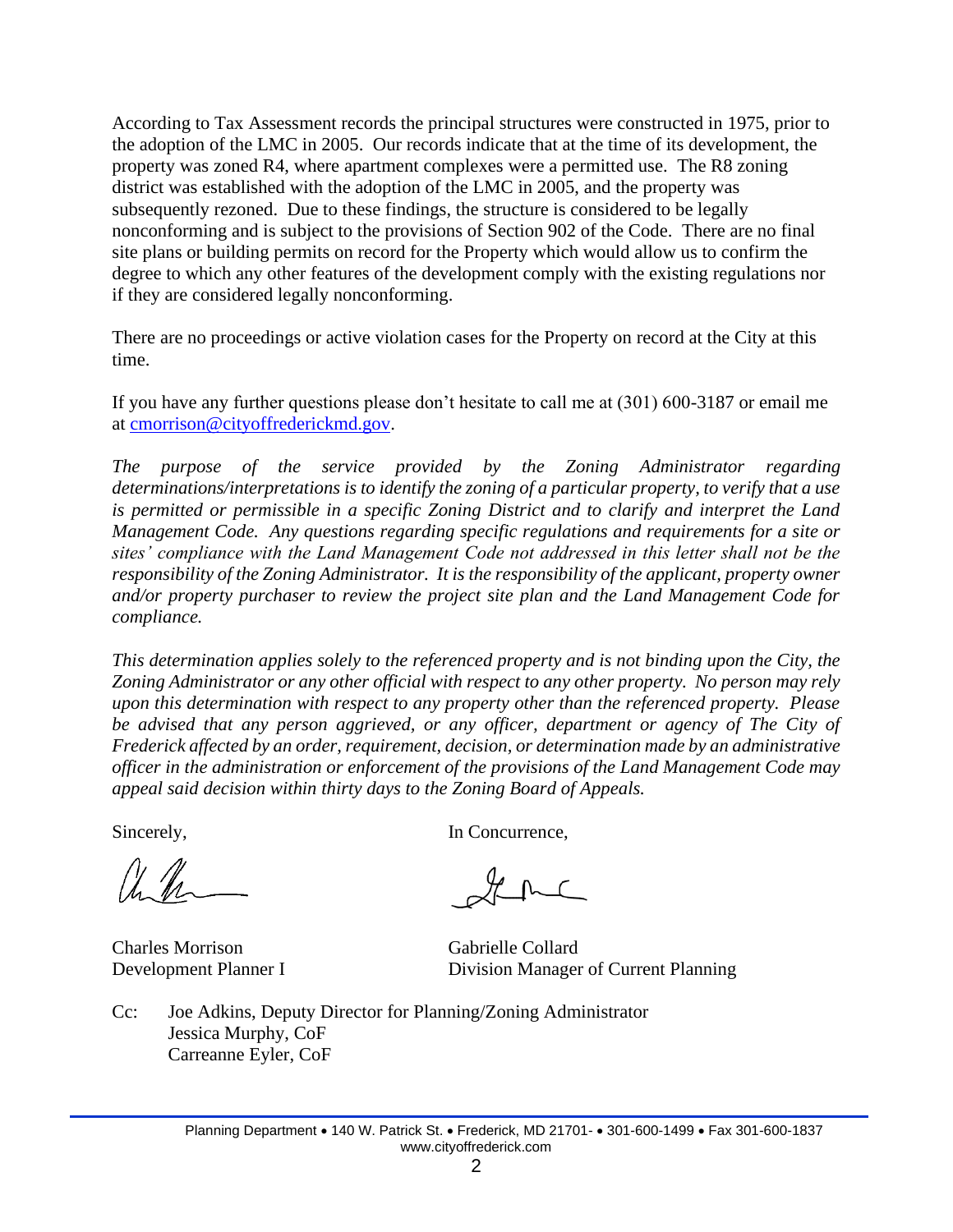According to Tax Assessment records the principal structures were constructed in 1975, prior to the adoption of the LMC in 2005. Our records indicate that at the time of its development, the property was zoned R4, where apartment complexes were a permitted use. The R8 zoning district was established with the adoption of the LMC in 2005, and the property was subsequently rezoned. Due to these findings, the structure is considered to be legally nonconforming and is subject to the provisions of Section 902 of the Code. There are no final site plans or building permits on record for the Property which would allow us to confirm the degree to which any other features of the development comply with the existing regulations nor if they are considered legally nonconforming.

There are no proceedings or active violation cases for the Property on record at the City at this time.

If you have any further questions please don't hesitate to call me at (301) 600-3187 or email me at cmorrison@cityoffrederickmd.gov.

*The purpose of the service provided by the Zoning Administrator regarding determinations/interpretations is to identify the zoning of a particular property, to verify that a use is permitted or permissible in a specific Zoning District and to clarify and interpret the Land Management Code. Any questions regarding specific regulations and requirements for a site or sites' compliance with the Land Management Code not addressed in this letter shall not be the responsibility of the Zoning Administrator. It is the responsibility of the applicant, property owner and/or property purchaser to review the project site plan and the Land Management Code for compliance.*

*This determination applies solely to the referenced property and is not binding upon the City, the Zoning Administrator or any other official with respect to any other property. No person may rely upon this determination with respect to any property other than the referenced property. Please be advised that any person aggrieved, or any officer, department or agency of The City of Frederick affected by an order, requirement, decision, or determination made by an administrative officer in the administration or enforcement of the provisions of the Land Management Code may appeal said decision within thirty days to the Zoning Board of Appeals.*

Sincerely,

Charles Morrison
Development Planner I

In Concurrence,

Gabrielle Collard
Division Manager of Current Planning

Cc: Joe Adkins, Deputy Director for Planning/Zoning Administrator
Jessica Murphy, CoF
Carreanne Eyler, CoF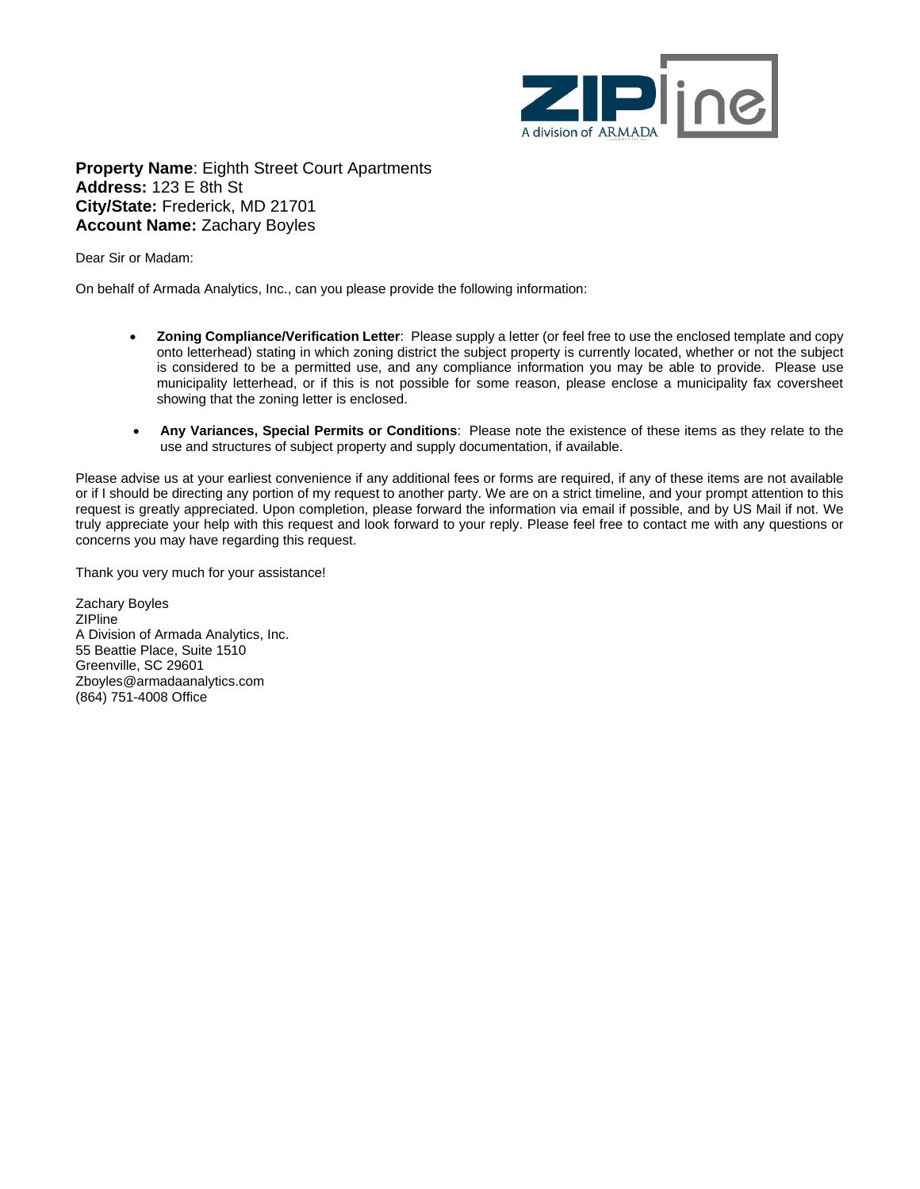**Property Name**: Eighth Street Court Apartments
**Address:** 123 E 8th St
**City/State:** Frederick, MD 21701
**Account Name:** Zachary Boyles

Dear Sir or Madam:

On behalf of Armada Analytics, Inc., can you please provide the following information:

- **Zoning Compliance/Verification Letter**: Please supply a letter (or feel free to use the enclosed template and copy onto letterhead) stating in which zoning district the subject property is currently located, whether or not the subject is considered to be a permitted use, and any compliance information you may be able to provide. Please use municipality letterhead, or if this is not possible for some reason, please enclose a municipality fax coversheet showing that the zoning letter is enclosed.

- **Any Variances, Special Permits or Conditions**: Please note the existence of these items as they relate to the use and structures of subject property and supply documentation, if available.

Please advise us at your earliest convenience if any additional fees or forms are required, if any of these items are not available or if I should be directing any portion of my request to another party. We are on a strict timeline, and your prompt attention to this request is greatly appreciated. Upon completion, please forward the information via email if possible, and by US Mail if not. We truly appreciate your help with this request and look forward to your reply. Please feel free to contact me with any questions or concerns you may have regarding this request.

Thank you very much for your assistance!

Zachary Boyles
ZIPline
A Division of Armada Analytics, Inc.
55 Beattie Place, Suite 1510
Greenville, SC 29601
Zboyles@armadaanalytics.com
(864) 751-4008 Office